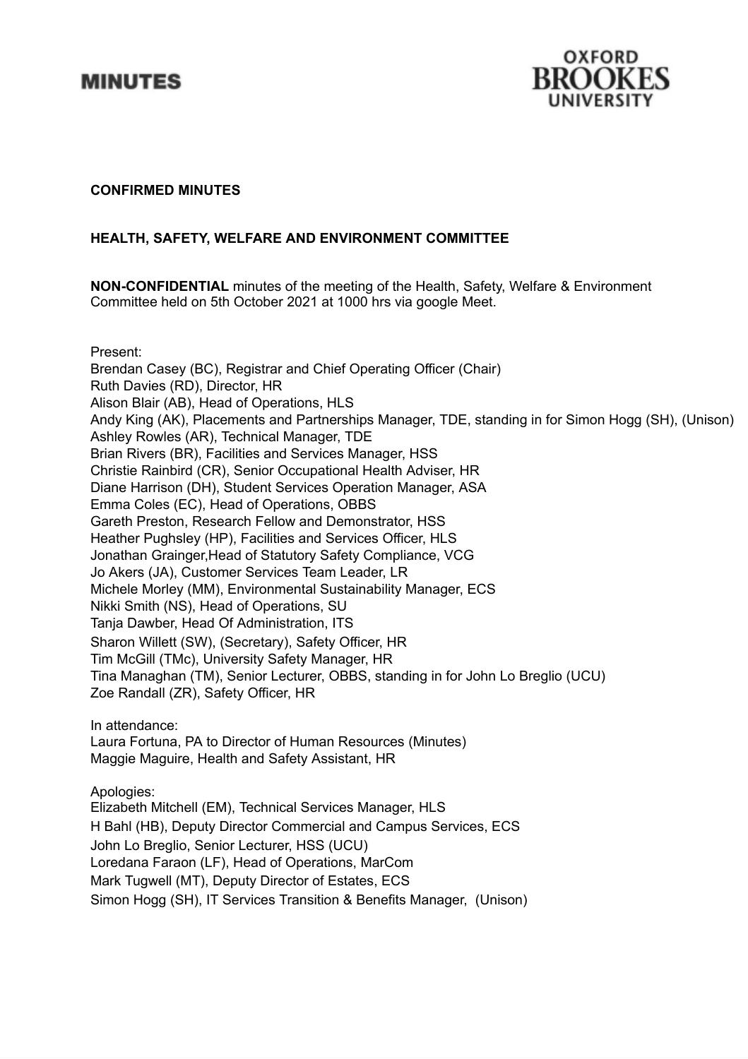# MINUTES

OXFORD BROOKES UNIVERSITY

**CONFIRMED MINUTES**

**HEALTH, SAFETY, WELFARE AND ENVIRONMENT COMMITTEE**

**NON-CONFIDENTIAL** minutes of the meeting of the Health, Safety, Welfare & Environment Committee held on 5th October 2021 at 1000 hrs via google Meet.

Present:
Brendan Casey (BC), Registrar and Chief Operating Officer (Chair)
Ruth Davies (RD), Director, HR
Alison Blair (AB), Head of Operations, HLS
Andy King (AK), Placements and Partnerships Manager, TDE, standing in for Simon Hogg (SH), (Unison)
Ashley Rowles (AR), Technical Manager, TDE
Brian Rivers (BR), Facilities and Services Manager, HSS
Christie Rainbird (CR), Senior Occupational Health Adviser, HR
Diane Harrison (DH), Student Services Operation Manager, ASA
Emma Coles (EC), Head of Operations, OBBS
Gareth Preston, Research Fellow and Demonstrator, HSS
Heather Pughsley (HP), Facilities and Services Officer, HLS
Jonathan Grainger,Head of Statutory Safety Compliance, VCG
Jo Akers (JA), Customer Services Team Leader, LR
Michele Morley (MM), Environmental Sustainability Manager, ECS
Nikki Smith (NS), Head of Operations, SU
Tanja Dawber, Head Of Administration, ITS
Sharon Willett (SW), (Secretary), Safety Officer, HR
Tim McGill (TMc), University Safety Manager, HR
Tina Managhan (TM), Senior Lecturer, OBBS, standing in for John Lo Breglio (UCU)
Zoe Randall (ZR), Safety Officer, HR

In attendance:
Laura Fortuna, PA to Director of Human Resources (Minutes)
Maggie Maguire, Health and Safety Assistant, HR

Apologies:
Elizabeth Mitchell (EM), Technical Services Manager, HLS
H Bahl (HB), Deputy Director Commercial and Campus Services, ECS
John Lo Breglio, Senior Lecturer, HSS (UCU)
Loredana Faraon (LF), Head of Operations, MarCom
Mark Tugwell (MT), Deputy Director of Estates, ECS
Simon Hogg (SH), IT Services Transition & Benefits Manager, (Unison)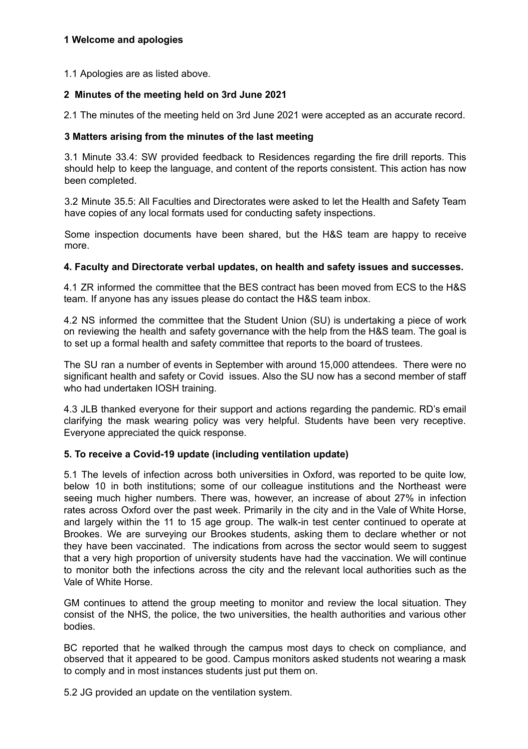**1 Welcome and apologies**

1.1 Apologies are as listed above.

**2 Minutes of the meeting held on 3rd June 2021**

2.1 The minutes of the meeting held on 3rd June 2021 were accepted as an accurate record.

**3 Matters arising from the minutes of the last meeting**

3.1 Minute 33.4: SW provided feedback to Residences regarding the fire drill reports. This should help to keep the language, and content of the reports consistent. This action has now been completed.

3.2 Minute 35.5: All Faculties and Directorates were asked to let the Health and Safety Team have copies of any local formats used for conducting safety inspections.

Some inspection documents have been shared, but the H&S team are happy to receive more.

**4. Faculty and Directorate verbal updates, on health and safety issues and successes.**

4.1 ZR informed the committee that the BES contract has been moved from ECS to the H&S team. If anyone has any issues please do contact the H&S team inbox.

4.2 NS informed the committee that the Student Union (SU) is undertaking a piece of work on reviewing the health and safety governance with the help from the H&S team. The goal is to set up a formal health and safety committee that reports to the board of trustees.

The SU ran a number of events in September with around 15,000 attendees. There were no significant health and safety or Covid issues. Also the SU now has a second member of staff who had undertaken IOSH training.

4.3 JLB thanked everyone for their support and actions regarding the pandemic. RD's email clarifying the mask wearing policy was very helpful. Students have been very receptive. Everyone appreciated the quick response.

**5. To receive a Covid-19 update (including ventilation update)**

5.1 The levels of infection across both universities in Oxford, was reported to be quite low, below 10 in both institutions; some of our colleague institutions and the Northeast were seeing much higher numbers. There was, however, an increase of about 27% in infection rates across Oxford over the past week. Primarily in the city and in the Vale of White Horse, and largely within the 11 to 15 age group. The walk-in test center continued to operate at Brookes. We are surveying our Brookes students, asking them to declare whether or not they have been vaccinated. The indications from across the sector would seem to suggest that a very high proportion of university students have had the vaccination. We will continue to monitor both the infections across the city and the relevant local authorities such as the Vale of White Horse.

GM continues to attend the group meeting to monitor and review the local situation. They consist of the NHS, the police, the two universities, the health authorities and various other bodies.

BC reported that he walked through the campus most days to check on compliance, and observed that it appeared to be good. Campus monitors asked students not wearing a mask to comply and in most instances students just put them on.

5.2 JG provided an update on the ventilation system.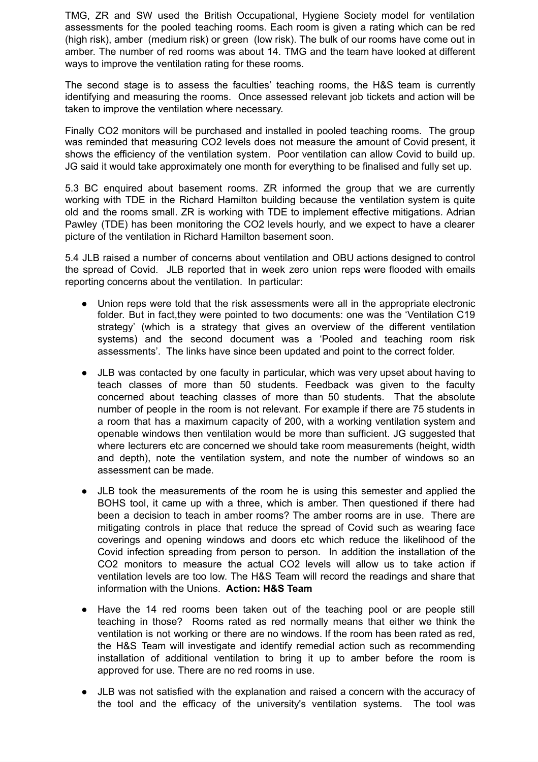TMG, ZR and SW used the British Occupational, Hygiene Society model for ventilation assessments for the pooled teaching rooms. Each room is given a rating which can be red (high risk), amber (medium risk) or green (low risk). The bulk of our rooms have come out in amber. The number of red rooms was about 14. TMG and the team have looked at different ways to improve the ventilation rating for these rooms.

The second stage is to assess the faculties' teaching rooms, the H&S team is currently identifying and measuring the rooms. Once assessed relevant job tickets and action will be taken to improve the ventilation where necessary.

Finally $CO_2$ monitors will be purchased and installed in pooled teaching rooms. The group was reminded that measuring $CO_2$ levels does not measure the amount of Covid present, it shows the efficiency of the ventilation system. Poor ventilation can allow Covid to build up. JG said it would take approximately one month for everything to be finalised and fully set up.

5.3 BC enquired about basement rooms. ZR informed the group that we are currently working with TDE in the Richard Hamilton building because the ventilation system is quite old and the rooms small. ZR is working with TDE to implement effective mitigations. Adrian Pawley (TDE) has been monitoring the $CO_2$ levels hourly, and we expect to have a clearer picture of the ventilation in Richard Hamilton basement soon.

5.4 JLB raised a number of concerns about ventilation and OBU actions designed to control the spread of Covid. JLB reported that in week zero union reps were flooded with emails reporting concerns about the ventilation. In particular:

- Union reps were told that the risk assessments were all in the appropriate electronic folder. But in fact,they were pointed to two documents: one was the 'Ventilation C19 strategy' (which is a strategy that gives an overview of the different ventilation systems) and the second document was a 'Pooled and teaching room risk assessments'. The links have since been updated and point to the correct folder.
- JLB was contacted by one faculty in particular, which was very upset about having to teach classes of more than 50 students. Feedback was given to the faculty concerned about teaching classes of more than 50 students. That the absolute number of people in the room is not relevant. For example if there are 75 students in a room that has a maximum capacity of 200, with a working ventilation system and openable windows then ventilation would be more than sufficient. JG suggested that where lecturers etc are concerned we should take room measurements (height, width and depth), note the ventilation system, and note the number of windows so an assessment can be made.
- JLB took the measurements of the room he is using this semester and applied the BOHS tool, it came up with a three, which is amber. Then questioned if there had been a decision to teach in amber rooms? The amber rooms are in use. There are mitigating controls in place that reduce the spread of Covid such as wearing face coverings and opening windows and doors etc which reduce the likelihood of the Covid infection spreading from person to person. In addition the installation of the $CO_2$ monitors to measure the actual $CO_2$ levels will allow us to take action if ventilation levels are too low. The H&S Team will record the readings and share that information with the Unions. **Action: H&S Team**
- Have the 14 red rooms been taken out of the teaching pool or are people still teaching in those? Rooms rated as red normally means that either we think the ventilation is not working or there are no windows. If the room has been rated as red, the H&S Team will investigate and identify remedial action such as recommending installation of additional ventilation to bring it up to amber before the room is approved for use. There are no red rooms in use.
- JLB was not satisfied with the explanation and raised a concern with the accuracy of the tool and the efficacy of the university's ventilation systems. The tool was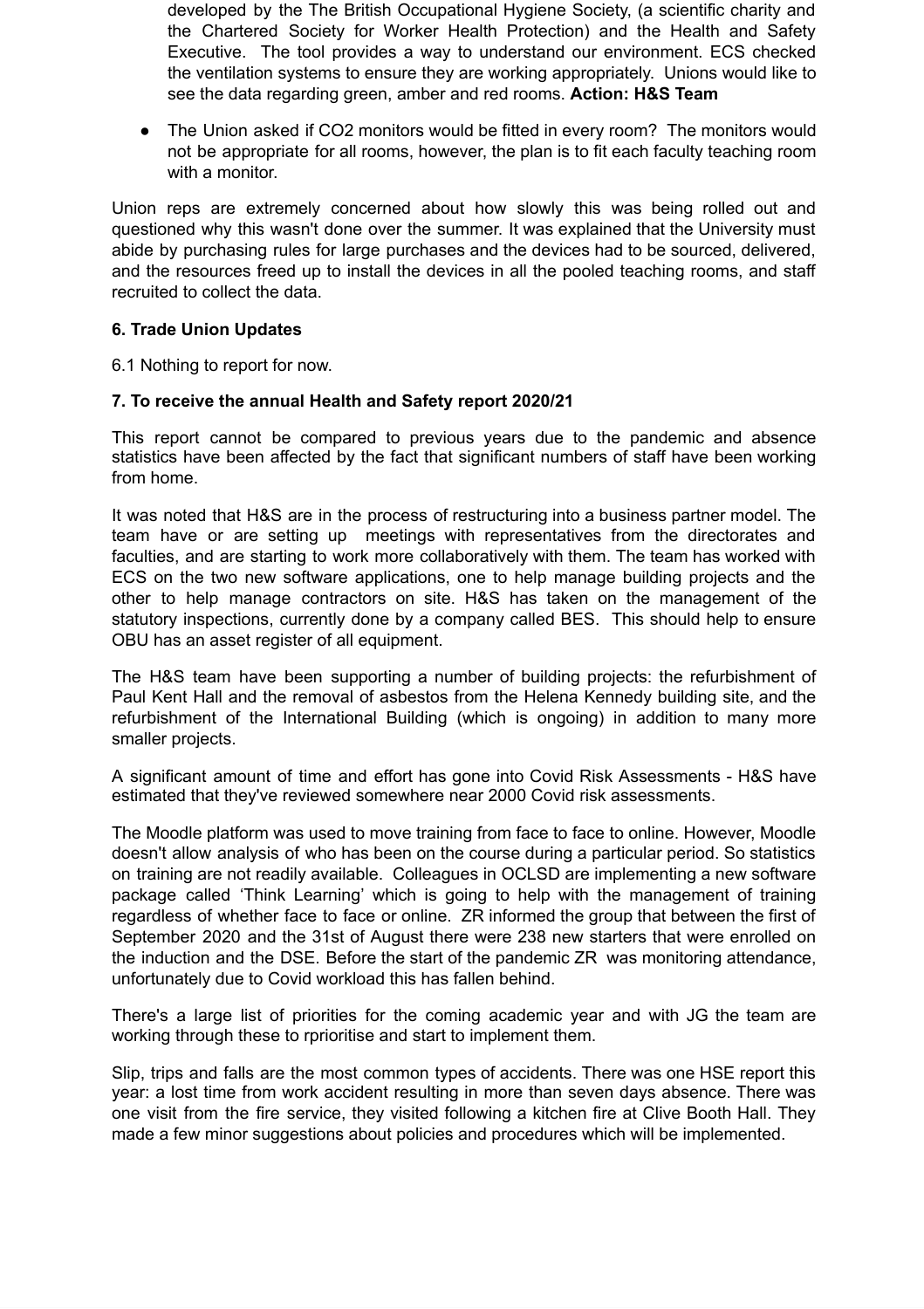developed by the The British Occupational Hygiene Society, (a scientific charity and the Chartered Society for Worker Health Protection) and the Health and Safety Executive. The tool provides a way to understand our environment. ECS checked the ventilation systems to ensure they are working appropriately. Unions would like to see the data regarding green, amber and red rooms. **Action: H&S Team**

- The Union asked if CO2 monitors would be fitted in every room? The monitors would not be appropriate for all rooms, however, the plan is to fit each faculty teaching room with a monitor.

Union reps are extremely concerned about how slowly this was being rolled out and questioned why this wasn't done over the summer. It was explained that the University must abide by purchasing rules for large purchases and the devices had to be sourced, delivered, and the resources freed up to install the devices in all the pooled teaching rooms, and staff recruited to collect the data.

**6. Trade Union Updates**

6.1 Nothing to report for now.

**7. To receive the annual Health and Safety report 2020/21**

This report cannot be compared to previous years due to the pandemic and absence statistics have been affected by the fact that significant numbers of staff have been working from home.

It was noted that H&S are in the process of restructuring into a business partner model. The team have or are setting up meetings with representatives from the directorates and faculties, and are starting to work more collaboratively with them. The team has worked with ECS on the two new software applications, one to help manage building projects and the other to help manage contractors on site. H&S has taken on the management of the statutory inspections, currently done by a company called BES. This should help to ensure OBU has an asset register of all equipment.

The H&S team have been supporting a number of building projects: the refurbishment of Paul Kent Hall and the removal of asbestos from the Helena Kennedy building site, and the refurbishment of the International Building (which is ongoing) in addition to many more smaller projects.

A significant amount of time and effort has gone into Covid Risk Assessments - H&S have estimated that they've reviewed somewhere near 2000 Covid risk assessments.

The Moodle platform was used to move training from face to face to online. However, Moodle doesn't allow analysis of who has been on the course during a particular period. So statistics on training are not readily available. Colleagues in OCLSD are implementing a new software package called 'Think Learning' which is going to help with the management of training regardless of whether face to face or online. ZR informed the group that between the first of September 2020 and the 31st of August there were 238 new starters that were enrolled on the induction and the DSE. Before the start of the pandemic ZR was monitoring attendance, unfortunately due to Covid workload this has fallen behind.

There's a large list of priorities for the coming academic year and with JG the team are working through these to rprioritise and start to implement them.

Slip, trips and falls are the most common types of accidents. There was one HSE report this year: a lost time from work accident resulting in more than seven days absence. There was one visit from the fire service, they visited following a kitchen fire at Clive Booth Hall. They made a few minor suggestions about policies and procedures which will be implemented.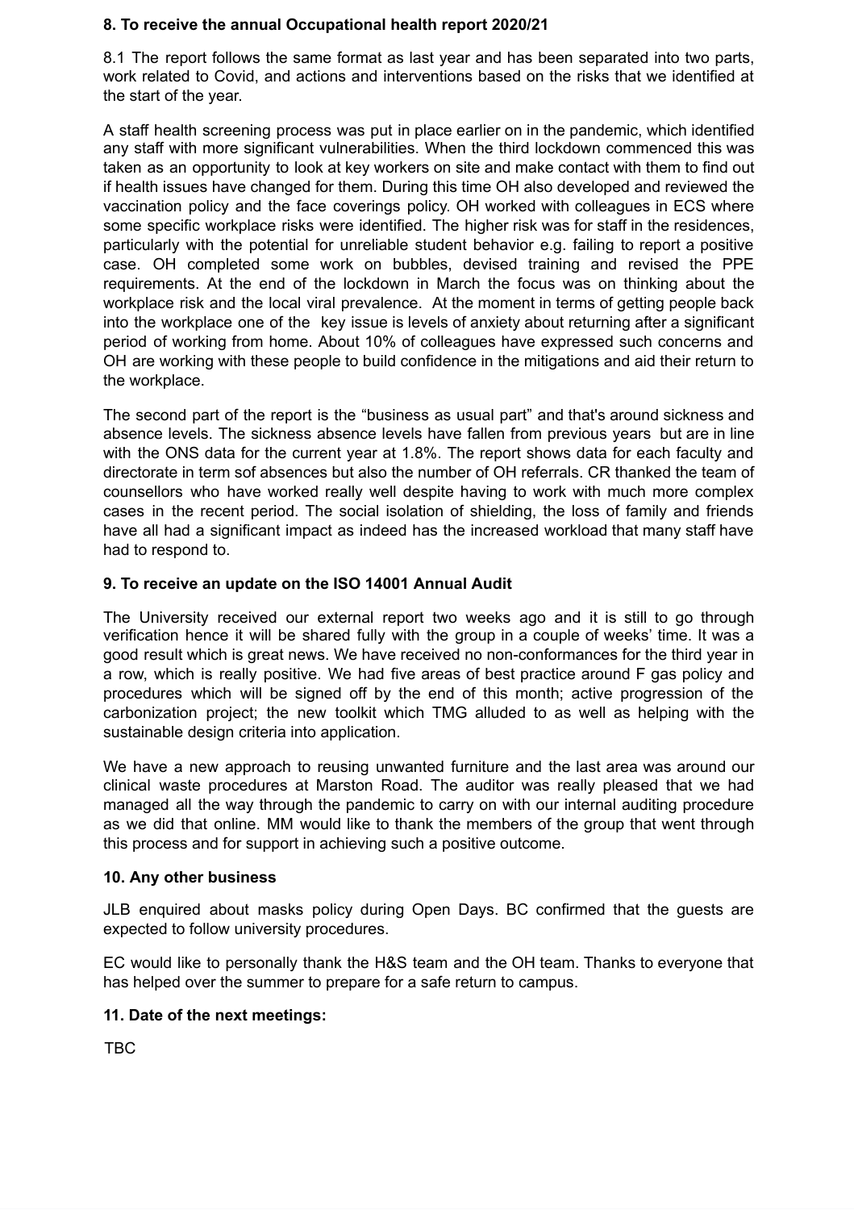**8. To receive the annual Occupational health report 2020/21**

8.1 The report follows the same format as last year and has been separated into two parts, work related to Covid, and actions and interventions based on the risks that we identified at the start of the year.

A staff health screening process was put in place earlier on in the pandemic, which identified any staff with more significant vulnerabilities. When the third lockdown commenced this was taken as an opportunity to look at key workers on site and make contact with them to find out if health issues have changed for them. During this time OH also developed and reviewed the vaccination policy and the face coverings policy. OH worked with colleagues in ECS where some specific workplace risks were identified. The higher risk was for staff in the residences, particularly with the potential for unreliable student behavior e.g. failing to report a positive case. OH completed some work on bubbles, devised training and revised the PPE requirements. At the end of the lockdown in March the focus was on thinking about the workplace risk and the local viral prevalence. At the moment in terms of getting people back into the workplace one of the key issue is levels of anxiety about returning after a significant period of working from home. About 10% of colleagues have expressed such concerns and OH are working with these people to build confidence in the mitigations and aid their return to the workplace.

The second part of the report is the "business as usual part" and that's around sickness and absence levels. The sickness absence levels have fallen from previous years but are in line with the ONS data for the current year at 1.8%. The report shows data for each faculty and directorate in term sof absences but also the number of OH referrals. CR thanked the team of counsellors who have worked really well despite having to work with much more complex cases in the recent period. The social isolation of shielding, the loss of family and friends have all had a significant impact as indeed has the increased workload that many staff have had to respond to.

**9. To receive an update on the ISO 14001 Annual Audit**

The University received our external report two weeks ago and it is still to go through verification hence it will be shared fully with the group in a couple of weeks' time. It was a good result which is great news. We have received no non-conformances for the third year in a row, which is really positive. We had five areas of best practice around F gas policy and procedures which will be signed off by the end of this month; active progression of the carbonization project; the new toolkit which TMG alluded to as well as helping with the sustainable design criteria into application.

We have a new approach to reusing unwanted furniture and the last area was around our clinical waste procedures at Marston Road. The auditor was really pleased that we had managed all the way through the pandemic to carry on with our internal auditing procedure as we did that online. MM would like to thank the members of the group that went through this process and for support in achieving such a positive outcome.

**10. Any other business**

JLB enquired about masks policy during Open Days. BC confirmed that the guests are expected to follow university procedures.

EC would like to personally thank the H&S team and the OH team. Thanks to everyone that has helped over the summer to prepare for a safe return to campus.

**11. Date of the next meetings:**

TBC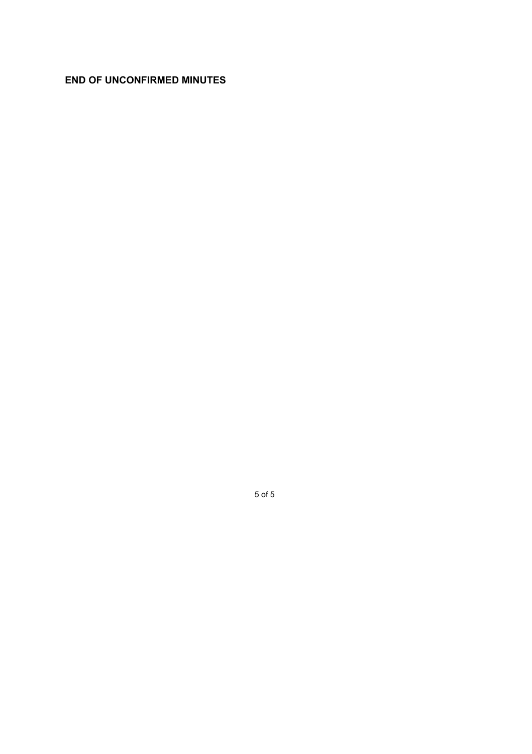**END OF UNCONFIRMED MINUTES**